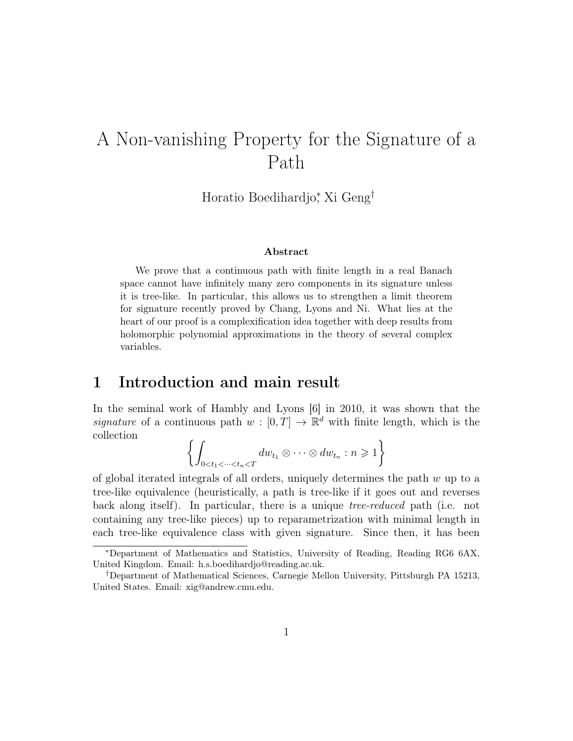# A Non-vanishing Property for the Signature of a Path

Horatio Boedihardjo[*], Xi Geng[†]

### Abstract

We prove that a continuous path with finite length in a real Banach space cannot have infinitely many zero components in its signature unless it is tree-like. In particular, this allows us to strengthen a limit theorem for signature recently proved by Chang, Lyons and Ni. What lies at the heart of our proof is a complexification idea together with deep results from holomorphic polynomial approximations in the theory of several complex variables.

## 1 Introduction and main result

In the seminal work of Hambly and Lyons [6] in 2010, it was shown that the *signature* of a continuous path $w : [0, T] \to \mathbb{R}^d$ with finite length, which is the collection

$$\left\{ \int_{0<t_1<\cdots<t_n<T} dw_{t_1} \otimes \cdots \otimes dw_{t_n} : n \geqslant 1 \right\}$$

of global iterated integrals of all orders, uniquely determines the path $w$ up to a tree-like equivalence (heuristically, a path is tree-like if it goes out and reverses back along itself). In particular, there is a unique *tree-reduced* path (i.e. not containing any tree-like pieces) up to reparametrization with minimal length in each tree-like equivalence class with given signature. Since then, it has been

[*]Department of Mathematics and Statistics, University of Reading, Reading RG6 6AX, United Kingdom. Email: h.s.boedihardjo@reading.ac.uk.

[†]Department of Mathematical Sciences, Carnegie Mellon University, Pittsburgh PA 15213, United States. Email: xig@andrew.cmu.edu.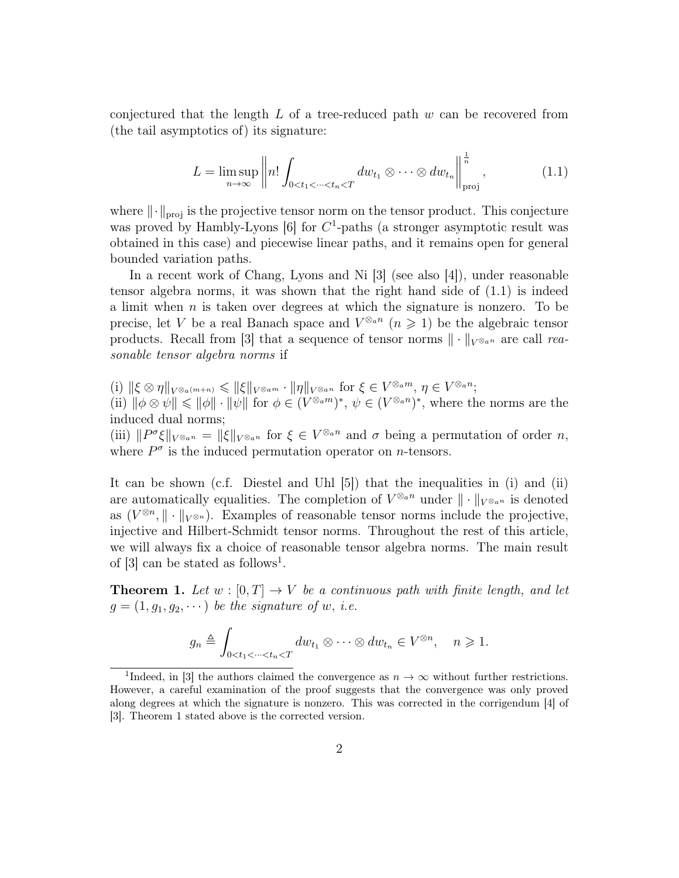conjectured that the length $L$ of a tree-reduced path $w$ can be recovered from (the tail asymptotics of) its signature:

$$L = \limsup_{n\to\infty} \left\| n! \int_{0<t_1<\cdots<t_n<T} dw_{t_1} \otimes \cdots \otimes dw_{t_n} \right\|_{\mathrm{proj}}^{\frac{1}{n}}, \tag{1.1}$$

where $\|\cdot\|_{\mathrm{proj}}$ is the projective tensor norm on the tensor product. This conjecture was proved by Hambly-Lyons [6] for $C^1$-paths (a stronger asymptotic result was obtained in this case) and piecewise linear paths, and it remains open for general bounded variation paths.

In a recent work of Chang, Lyons and Ni [3] (see also [4]), under reasonable tensor algebra norms, it was shown that the right hand side of (1.1) is indeed a limit when $n$ is taken over degrees at which the signature is nonzero. To be precise, let $V$ be a real Banach space and $V^{\otimes_a n}$ ($n \geqslant 1$) be the algebraic tensor products. Recall from [3] that a sequence of tensor norms $\|\cdot\|_{V^{\otimes_a n}}$ are call *reasonable tensor algebra norms* if

(i) $\|\xi \otimes \eta\|_{V^{\otimes_a (m+n)}} \leqslant \|\xi\|_{V^{\otimes_a m}} \cdot \|\eta\|_{V^{\otimes_a n}}$ for $\xi \in V^{\otimes_a m}$, $\eta \in V^{\otimes_a n}$;
(ii) $\|\phi \otimes \psi\| \leqslant \|\phi\| \cdot \|\psi\|$ for $\phi \in (V^{\otimes_a m})^*$, $\psi \in (V^{\otimes_a n})^*$, where the norms are the induced dual norms;
(iii) $\|P^\sigma \xi\|_{V^{\otimes_a n}} = \|\xi\|_{V^{\otimes_a n}}$ for $\xi \in V^{\otimes_a n}$ and $\sigma$ being a permutation of order $n$, where $P^\sigma$ is the induced permutation operator on $n$-tensors.

It can be shown (c.f. Diestel and Uhl [5]) that the inequalities in (i) and (ii) are automatically equalities. The completion of $V^{\otimes_a n}$ under $\|\cdot\|_{V^{\otimes_a n}}$ is denoted as $(V^{\otimes n}, \|\cdot\|_{V^{\otimes n}})$. Examples of reasonable tensor norms include the projective, injective and Hilbert-Schmidt tensor norms. Throughout the rest of this article, we will always fix a choice of reasonable tensor algebra norms. The main result of [3] can be stated as follows[1].

**Theorem 1.** *Let $w : [0, T] \to V$ be a continuous path with finite length, and let $g = (1, g_1, g_2, \cdots)$ be the signature of $w$, i.e.*

$$g_n \triangleq \int_{0<t_1<\cdots<t_n<T} dw_{t_1} \otimes \cdots \otimes dw_{t_n} \in V^{\otimes n}, \quad n \geqslant 1.$$

[1] Indeed, in [3] the authors claimed the convergence as $n \to \infty$ without further restrictions. However, a careful examination of the proof suggests that the convergence was only proved along degrees at which the signature is nonzero. This was corrected in the corrigendum [4] of [3]. Theorem 1 stated above is the corrected version.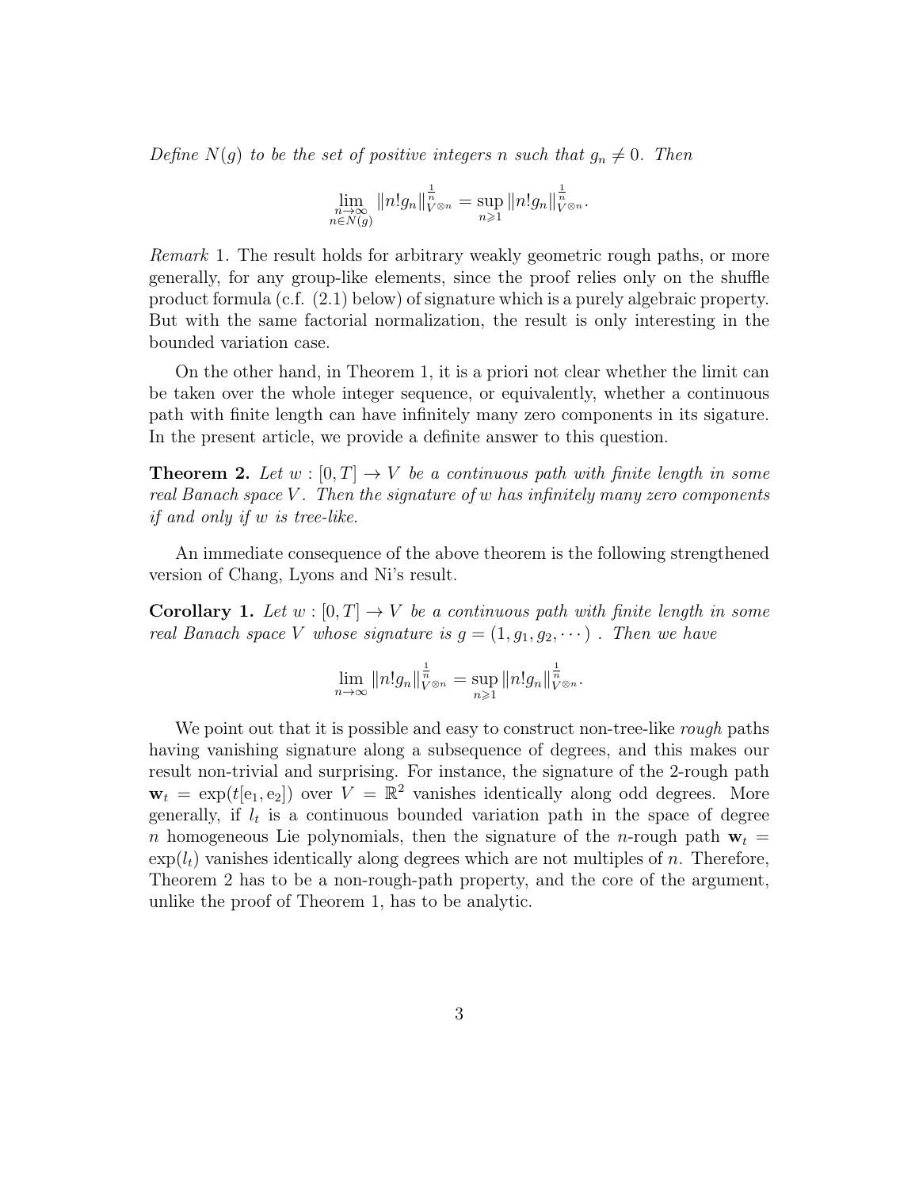*Define $N(g)$ to be the set of positive integers $n$ such that $g_n \neq 0$. Then*

$$\lim_{\substack{n\to\infty \\ n\in N(g)}} \|n!g_n\|_{V^{\otimes n}}^{\frac{1}{n}} = \sup_{n\geqslant 1} \|n!g_n\|_{V^{\otimes n}}^{\frac{1}{n}}.$$

*Remark* 1. The result holds for arbitrary weakly geometric rough paths, or more generally, for any group-like elements, since the proof relies only on the shuffle product formula (c.f. (2.1) below) of signature which is a purely algebraic property. But with the same factorial normalization, the result is only interesting in the bounded variation case.

On the other hand, in Theorem 1, it is a priori not clear whether the limit can be taken over the whole integer sequence, or equivalently, whether a continuous path with finite length can have infinitely many zero components in its sigature. In the present article, we provide a definite answer to this question.

**Theorem 2.** *Let $w : [0, T] \to V$ be a continuous path with finite length in some real Banach space $V$. Then the signature of $w$ has infinitely many zero components if and only if $w$ is tree-like.*

An immediate consequence of the above theorem is the following strengthened version of Chang, Lyons and Ni's result.

**Corollary 1.** *Let $w : [0, T] \to V$ be a continuous path with finite length in some real Banach space $V$ whose signature is $g = (1, g_1, g_2, \cdots)$ . Then we have*

$$\lim_{n\to\infty} \|n!g_n\|_{V^{\otimes n}}^{\frac{1}{n}} = \sup_{n\geqslant 1} \|n!g_n\|_{V^{\otimes n}}^{\frac{1}{n}}.$$

We point out that it is possible and easy to construct non-tree-like *rough* paths having vanishing signature along a subsequence of degrees, and this makes our result non-trivial and surprising. For instance, the signature of the 2-rough path $\mathbf{w}_t = \exp(t[\mathrm{e}_1, \mathrm{e}_2])$ over $V = \mathbb{R}^2$ vanishes identically along odd degrees. More generally, if $l_t$ is a continuous bounded variation path in the space of degree $n$ homogeneous Lie polynomials, then the signature of the $n$-rough path $\mathbf{w}_t = \exp(l_t)$ vanishes identically along degrees which are not multiples of $n$. Therefore, Theorem 2 has to be a non-rough-path property, and the core of the argument, unlike the proof of Theorem 1, has to be analytic.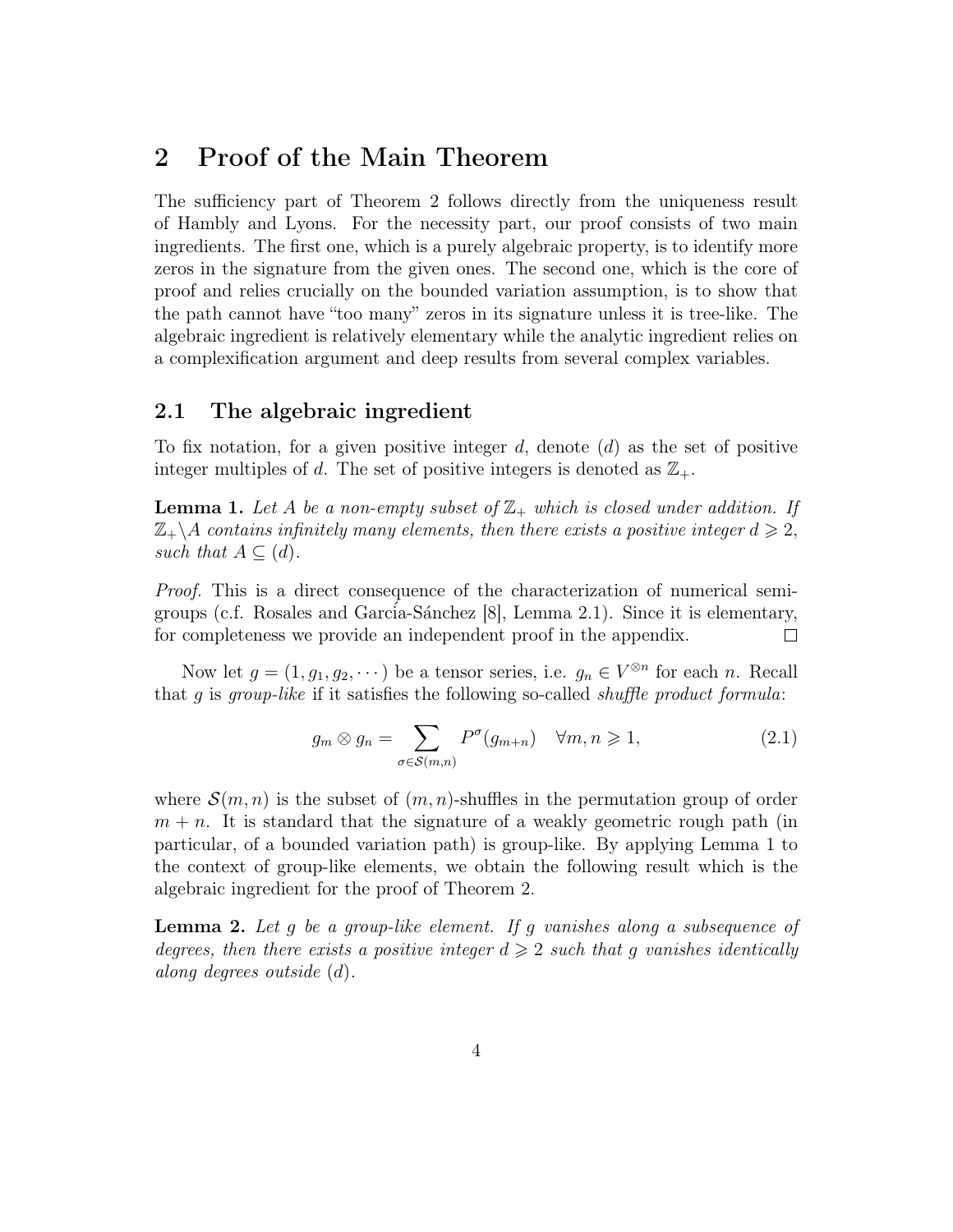# 2 Proof of the Main Theorem

The sufficiency part of Theorem 2 follows directly from the uniqueness result of Hambly and Lyons. For the necessity part, our proof consists of two main ingredients. The first one, which is a purely algebraic property, is to identify more zeros in the signature from the given ones. The second one, which is the core of proof and relies crucially on the bounded variation assumption, is to show that the path cannot have "too many" zeros in its signature unless it is tree-like. The algebraic ingredient is relatively elementary while the analytic ingredient relies on a complexification argument and deep results from several complex variables.

## 2.1 The algebraic ingredient

To fix notation, for a given positive integer $d$, denote $(d)$ as the set of positive integer multiples of $d$. The set of positive integers is denoted as $\mathbb{Z}_+$.

**Lemma 1.** *Let $A$ be a non-empty subset of $\mathbb{Z}_+$ which is closed under addition. If $\mathbb{Z}_+\backslash A$ contains infinitely many elements, then there exists a positive integer $d \geqslant 2$, such that $A \subseteq (d)$.*

*Proof.* This is a direct consequence of the characterization of numerical semigroups (c.f. Rosales and García-Sánchez [8], Lemma 2.1). Since it is elementary, for completeness we provide an independent proof in the appendix. $\square$

Now let $g = (1, g_1, g_2, \cdots)$ be a tensor series, i.e. $g_n \in V^{\otimes n}$ for each $n$. Recall that $g$ is *group-like* if it satisfies the following so-called *shuffle product formula*:

$$g_m \otimes g_n = \sum_{\sigma \in \mathcal{S}(m,n)} P^{\sigma}(g_{m+n}) \quad \forall m, n \geqslant 1, \tag{2.1}$$

where $\mathcal{S}(m,n)$ is the subset of $(m,n)$-shuffles in the permutation group of order $m+n$. It is standard that the signature of a weakly geometric rough path (in particular, of a bounded variation path) is group-like. By applying Lemma 1 to the context of group-like elements, we obtain the following result which is the algebraic ingredient for the proof of Theorem 2.

**Lemma 2.** *Let $g$ be a group-like element. If $g$ vanishes along a subsequence of degrees, then there exists a positive integer $d \geqslant 2$ such that $g$ vanishes identically along degrees outside $(d)$.*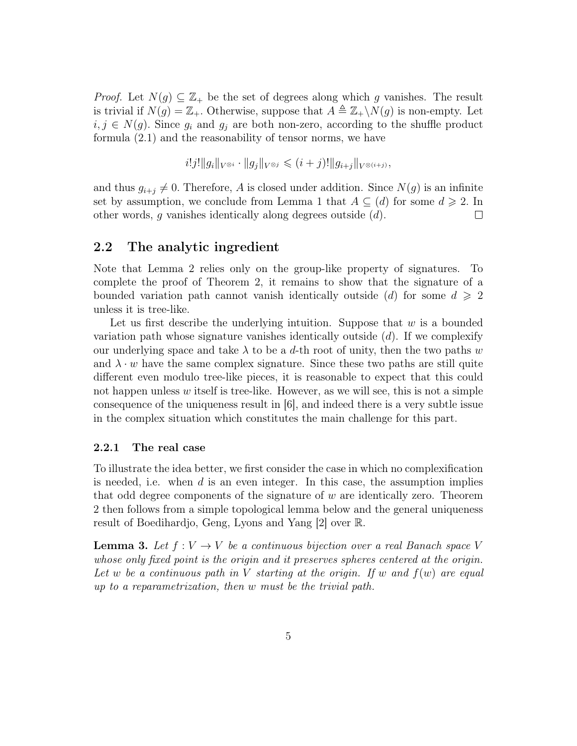*Proof.* Let $N(g) \subseteq \mathbb{Z}_+$ be the set of degrees along which $g$ vanishes. The result is trivial if $N(g) = \mathbb{Z}_+$. Otherwise, suppose that $A \triangleq \mathbb{Z}_+ \backslash N(g)$ is non-empty. Let $i, j \in N(g)$. Since $g_i$ and $g_j$ are both non-zero, according to the shuffle product formula (2.1) and the reasonability of tensor norms, we have

$$i!j!\|g_i\|_{V^{\otimes i}} \cdot \|g_j\|_{V^{\otimes j}} \leqslant (i+j)!\|g_{i+j}\|_{V^{\otimes (i+j)}},$$

and thus $g_{i+j} \neq 0$. Therefore, $A$ is closed under addition. Since $N(g)$ is an infinite set by assumption, we conclude from Lemma 1 that $A \subseteq (d)$ for some $d \geqslant 2$. In other words, $g$ vanishes identically along degrees outside $(d)$. $\square$

## 2.2 The analytic ingredient

Note that Lemma 2 relies only on the group-like property of signatures. To complete the proof of Theorem 2, it remains to show that the signature of a bounded variation path cannot vanish identically outside $(d)$ for some $d \geqslant 2$ unless it is tree-like.

Let us first describe the underlying intuition. Suppose that $w$ is a bounded variation path whose signature vanishes identically outside $(d)$. If we complexify our underlying space and take $\lambda$ to be a $d$-th root of unity, then the two paths $w$ and $\lambda \cdot w$ have the same complex signature. Since these two paths are still quite different even modulo tree-like pieces, it is reasonable to expect that this could not happen unless $w$ itself is tree-like. However, as we will see, this is not a simple consequence of the uniqueness result in [6], and indeed there is a very subtle issue in the complex situation which constitutes the main challenge for this part.

### 2.2.1 The real case

To illustrate the idea better, we first consider the case in which no complexification is needed, i.e. when $d$ is an even integer. In this case, the assumption implies that odd degree components of the signature of $w$ are identically zero. Theorem 2 then follows from a simple topological lemma below and the general uniqueness result of Boedihardjo, Geng, Lyons and Yang [2] over $\mathbb{R}$.

**Lemma 3.** *Let $f : V \to V$ be a continuous bijection over a real Banach space $V$ whose only fixed point is the origin and it preserves spheres centered at the origin. Let $w$ be a continuous path in $V$ starting at the origin. If $w$ and $f(w)$ are equal up to a reparametrization, then $w$ must be the trivial path.*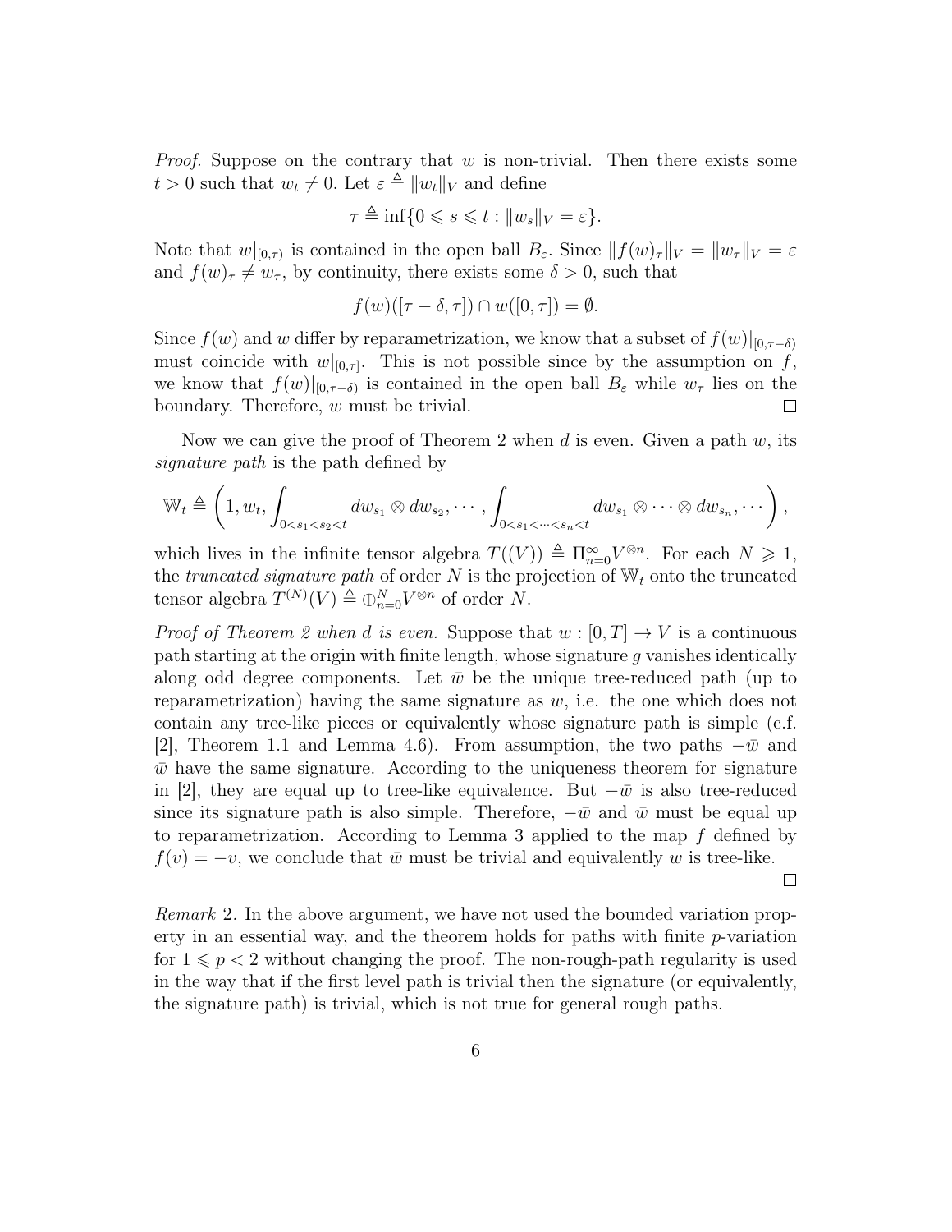*Proof.* Suppose on the contrary that $w$ is non-trivial. Then there exists some $t > 0$ such that $w_t \neq 0$. Let $\varepsilon \triangleq \|w_t\|_V$ and define

$$\tau \triangleq \inf\{0 \leqslant s \leqslant t : \|w_s\|_V = \varepsilon\}.$$

Note that $w|_{[0,\tau)}$ is contained in the open ball $B_\varepsilon$. Since $\|f(w)_\tau\|_V = \|w_\tau\|_V = \varepsilon$ and $f(w)_\tau \neq w_\tau$, by continuity, there exists some $\delta > 0$, such that

$$f(w)([\tau - \delta, \tau]) \cap w([0, \tau]) = \emptyset.$$

Since $f(w)$ and $w$ differ by reparametrization, we know that a subset of $f(w)|_{[0,\tau-\delta)}$ must coincide with $w|_{[0,\tau]}$. This is not possible since by the assumption on $f$, we know that $f(w)|_{[0,\tau-\delta)}$ is contained in the open ball $B_\varepsilon$ while $w_\tau$ lies on the boundary. Therefore, $w$ must be trivial. $\square$

Now we can give the proof of Theorem 2 when $d$ is even. Given a path $w$, its *signature path* is the path defined by

$$\mathbb{W}_t \triangleq \left(1, w_t, \int_{0<s_1<s_2<t} dw_{s_1} \otimes dw_{s_2}, \cdots, \int_{0<s_1<\cdots<s_n<t} dw_{s_1} \otimes \cdots \otimes dw_{s_n}, \cdots \right),$$

which lives in the infinite tensor algebra $T((V)) \triangleq \Pi_{n=0}^\infty V^{\otimes n}$. For each $N \geqslant 1$, the *truncated signature path* of order $N$ is the projection of $\mathbb{W}_t$ onto the truncated tensor algebra $T^{(N)}(V) \triangleq \oplus_{n=0}^N V^{\otimes n}$ of order $N$.

*Proof of Theorem 2 when $d$ is even.* Suppose that $w : [0, T] \to V$ is a continuous path starting at the origin with finite length, whose signature $g$ vanishes identically along odd degree components. Let $\bar{w}$ be the unique tree-reduced path (up to reparametrization) having the same signature as $w$, i.e. the one which does not contain any tree-like pieces or equivalently whose signature path is simple (c.f. [2], Theorem 1.1 and Lemma 4.6). From assumption, the two paths $-\bar{w}$ and $\bar{w}$ have the same signature. According to the uniqueness theorem for signature in [2], they are equal up to tree-like equivalence. But $-\bar{w}$ is also tree-reduced since its signature path is also simple. Therefore, $-\bar{w}$ and $\bar{w}$ must be equal up to reparametrization. According to Lemma 3 applied to the map $f$ defined by $f(v) = -v$, we conclude that $\bar{w}$ must be trivial and equivalently $w$ is tree-like. $\square$

*Remark* 2. In the above argument, we have not used the bounded variation property in an essential way, and the theorem holds for paths with finite $p$-variation for $1 \leqslant p < 2$ without changing the proof. The non-rough-path regularity is used in the way that if the first level path is trivial then the signature (or equivalently, the signature path) is trivial, which is not true for general rough paths.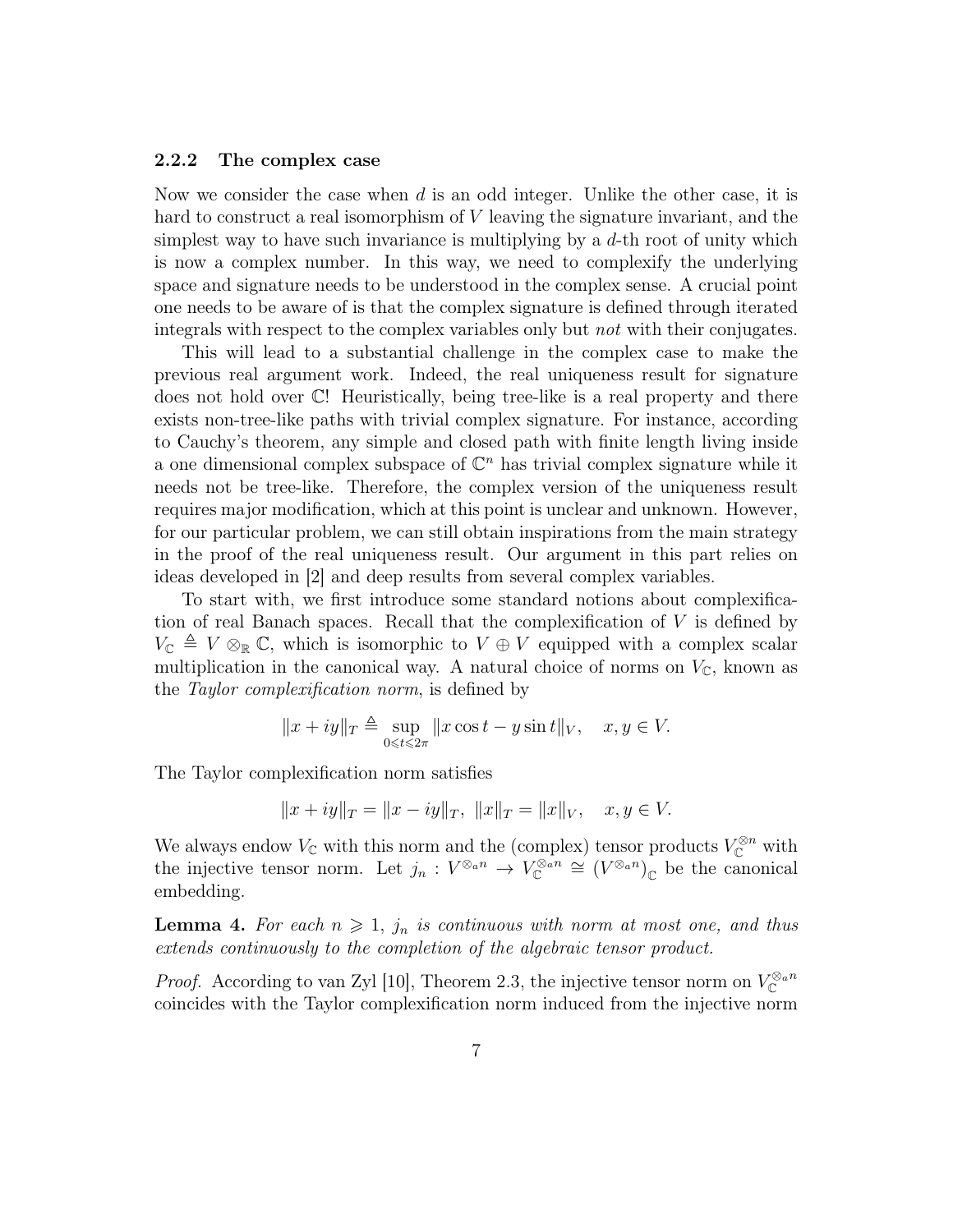### 2.2.2 The complex case

Now we consider the case when $d$ is an odd integer. Unlike the other case, it is hard to construct a real isomorphism of $V$ leaving the signature invariant, and the simplest way to have such invariance is multiplying by a $d$-th root of unity which is now a complex number. In this way, we need to complexify the underlying space and signature needs to be understood in the complex sense. A crucial point one needs to be aware of is that the complex signature is defined through iterated integrals with respect to the complex variables only but *not* with their conjugates.

This will lead to a substantial challenge in the complex case to make the previous real argument work. Indeed, the real uniqueness result for signature does not hold over $\mathbb{C}$! Heuristically, being tree-like is a real property and there exists non-tree-like paths with trivial complex signature. For instance, according to Cauchy's theorem, any simple and closed path with finite length living inside a one dimensional complex subspace of $\mathbb{C}^n$ has trivial complex signature while it needs not be tree-like. Therefore, the complex version of the uniqueness result requires major modification, which at this point is unclear and unknown. However, for our particular problem, we can still obtain inspirations from the main strategy in the proof of the real uniqueness result. Our argument in this part relies on ideas developed in [2] and deep results from several complex variables.

To start with, we first introduce some standard notions about complexification of real Banach spaces. Recall that the complexification of $V$ is defined by $V_{\mathbb{C}} \triangleq V \otimes_{\mathbb{R}} \mathbb{C}$, which is isomorphic to $V \oplus V$ equipped with a complex scalar multiplication in the canonical way. A natural choice of norms on $V_{\mathbb{C}}$, known as the *Taylor complexification norm*, is defined by

$$\|x + iy\|_T \triangleq \sup_{0 \leqslant t \leqslant 2\pi} \|x \cos t - y \sin t\|_V, \quad x, y \in V.$$

The Taylor complexification norm satisfies

$$\|x + iy\|_T = \|x - iy\|_T, \ \|x\|_T = \|x\|_V, \quad x, y \in V.$$

We always endow $V_{\mathbb{C}}$ with this norm and the (complex) tensor products $V_{\mathbb{C}}^{\otimes n}$ with the injective tensor norm. Let $j_n : V^{\otimes_a n} \to V_{\mathbb{C}}^{\otimes_a n} \cong (V^{\otimes_a n})_{\mathbb{C}}$ be the canonical embedding.

**Lemma 4.** *For each $n \geqslant 1$, $j_n$ is continuous with norm at most one, and thus extends continuously to the completion of the algebraic tensor product.*

*Proof.* According to van Zyl [10], Theorem 2.3, the injective tensor norm on $V_{\mathbb{C}}^{\otimes_a n}$ coincides with the Taylor complexification norm induced from the injective norm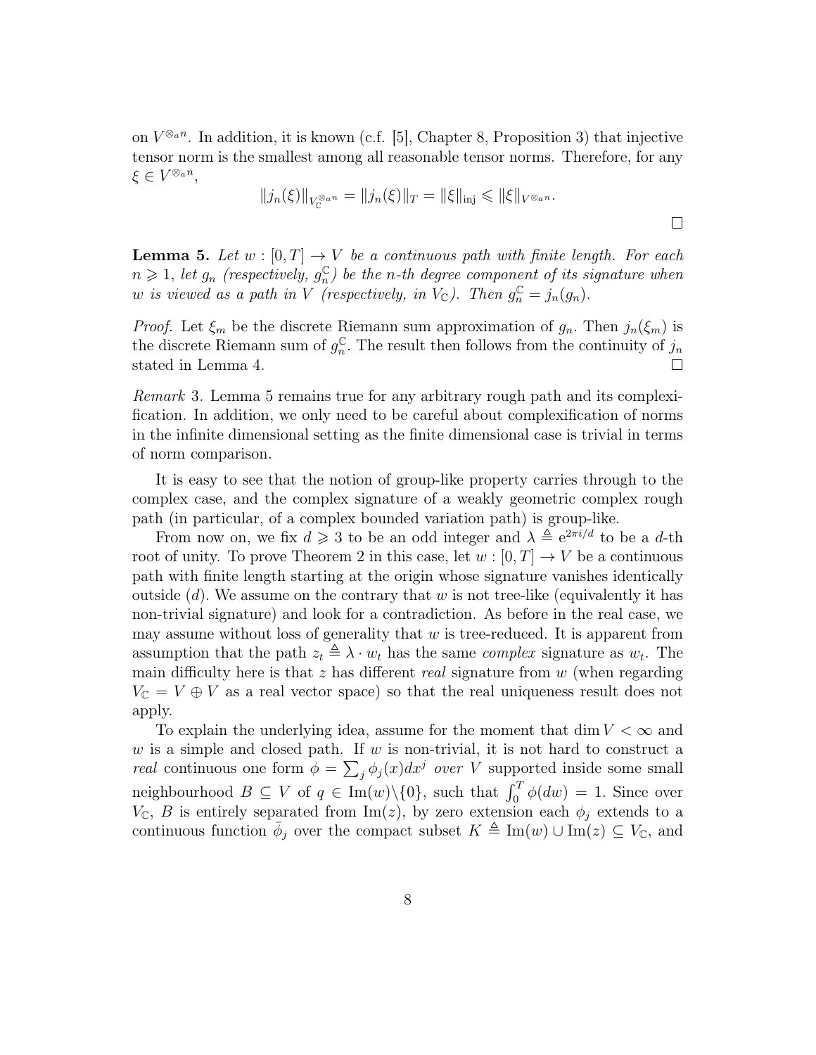on $V^{\otimes_a n}$. In addition, it is known (c.f. [5], Chapter 8, Proposition 3) that injective tensor norm is the smallest among all reasonable tensor norms. Therefore, for any $\xi \in V^{\otimes_a n}$,

$$\|j_n(\xi)\|_{V_{\mathbb{C}}^{\otimes_a n}} = \|j_n(\xi)\|_T = \|\xi\|_{\mathrm{inj}} \leqslant \|\xi\|_{V^{\otimes_a n}}.$$

$\square$

**Lemma 5.** *Let $w : [0, T] \to V$ be a continuous path with finite length. For each $n \geqslant 1$, let $g_n$ (respectively, $g_n^{\mathbb{C}}$) be the $n$-th degree component of its signature when $w$ is viewed as a path in $V$ (respectively, in $V_{\mathbb{C}}$). Then $g_n^{\mathbb{C}} = j_n(g_n)$.*

*Proof.* Let $\xi_m$ be the discrete Riemann sum approximation of $g_n$. Then $j_n(\xi_m)$ is the discrete Riemann sum of $g_n^{\mathbb{C}}$. The result then follows from the continuity of $j_n$ stated in Lemma 4. $\square$

*Remark* 3. Lemma 5 remains true for any arbitrary rough path and its complexification. In addition, we only need to be careful about complexification of norms in the infinite dimensional setting as the finite dimensional case is trivial in terms of norm comparison.

It is easy to see that the notion of group-like property carries through to the complex case, and the complex signature of a weakly geometric complex rough path (in particular, of a complex bounded variation path) is group-like.

From now on, we fix $d \geqslant 3$ to be an odd integer and $\lambda \triangleq e^{2\pi i/d}$ to be a $d$-th root of unity. To prove Theorem 2 in this case, let $w : [0, T] \to V$ be a continuous path with finite length starting at the origin whose signature vanishes identically outside $(d)$. We assume on the contrary that $w$ is not tree-like (equivalently it has non-trivial signature) and look for a contradiction. As before in the real case, we may assume without loss of generality that $w$ is tree-reduced. It is apparent from assumption that the path $z_t \triangleq \lambda \cdot w_t$ has the same *complex* signature as $w_t$. The main difficulty here is that $z$ has different *real* signature from $w$ (when regarding $V_{\mathbb{C}} = V \oplus V$ as a real vector space) so that the real uniqueness result does not apply.

To explain the underlying idea, assume for the moment that $\dim V < \infty$ and $w$ is a simple and closed path. If $w$ is non-trivial, it is not hard to construct a *real* continuous one form $\phi = \sum_j \phi_j(x) dx^j$ *over* $V$ supported inside some small neighbourhood $B \subseteq V$ of $q \in \mathrm{Im}(w) \backslash \{0\}$, such that $\int_0^T \phi(dw) = 1$. Since over $V_{\mathbb{C}}$, $B$ is entirely separated from $\mathrm{Im}(z)$, by zero extension each $\phi_j$ extends to a continuous function $\bar{\phi}_j$ over the compact subset $K \triangleq \mathrm{Im}(w) \cup \mathrm{Im}(z) \subseteq V_{\mathbb{C}}$, and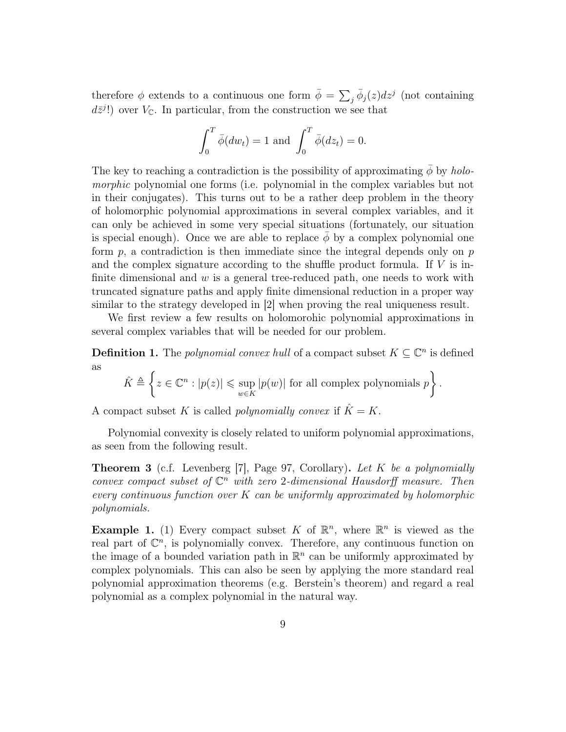therefore $\phi$ extends to a continuous one form $\bar{\phi} = \sum_j \bar{\phi}_j(z)dz^j$ (not containing $d\bar{z}^j$!) over $V_{\mathbb{C}}$. In particular, from the construction we see that

$$\int_0^T \bar{\phi}(dw_t) = 1 \text{ and } \int_0^T \bar{\phi}(dz_t) = 0.$$

The key to reaching a contradiction is the possibility of approximating $\bar{\phi}$ by *holomorphic* polynomial one forms (i.e. polynomial in the complex variables but not in their conjugates). This turns out to be a rather deep problem in the theory of holomorphic polynomial approximations in several complex variables, and it can only be achieved in some very special situations (fortunately, our situation is special enough). Once we are able to replace $\bar{\phi}$ by a complex polynomial one form $p$, a contradiction is then immediate since the integral depends only on $p$ and the complex signature according to the shuffle product formula. If $V$ is infinite dimensional and $w$ is a general tree-reduced path, one needs to work with truncated signature paths and apply finite dimensional reduction in a proper way similar to the strategy developed in [2] when proving the real uniqueness result.

We first review a few results on holomorohic polynomial approximations in several complex variables that will be needed for our problem.

**Definition 1.** The *polynomial convex hull* of a compact subset $K \subseteq \mathbb{C}^n$ is defined as

$$\hat{K} \triangleq \left\{ z \in \mathbb{C}^n : |p(z)| \leqslant \sup_{w \in K} |p(w)| \text{ for all complex polynomials } p \right\}.$$

A compact subset $K$ is called *polynomially convex* if $\hat{K} = K$.

Polynomial convexity is closely related to uniform polynomial approximations, as seen from the following result.

**Theorem 3** (c.f. Levenberg [7], Page 97, Corollary)**.** *Let $K$ be a polynomially convex compact subset of $\mathbb{C}^n$ with zero 2-dimensional Hausdorff measure. Then every continuous function over $K$ can be uniformly approximated by holomorphic polynomials.*

**Example 1.** (1) Every compact subset $K$ of $\mathbb{R}^n$, where $\mathbb{R}^n$ is viewed as the real part of $\mathbb{C}^n$, is polynomially convex. Therefore, any continuous function on the image of a bounded variation path in $\mathbb{R}^n$ can be uniformly approximated by complex polynomials. This can also be seen by applying the more standard real polynomial approximation theorems (e.g. Berstein's theorem) and regard a real polynomial as a complex polynomial in the natural way.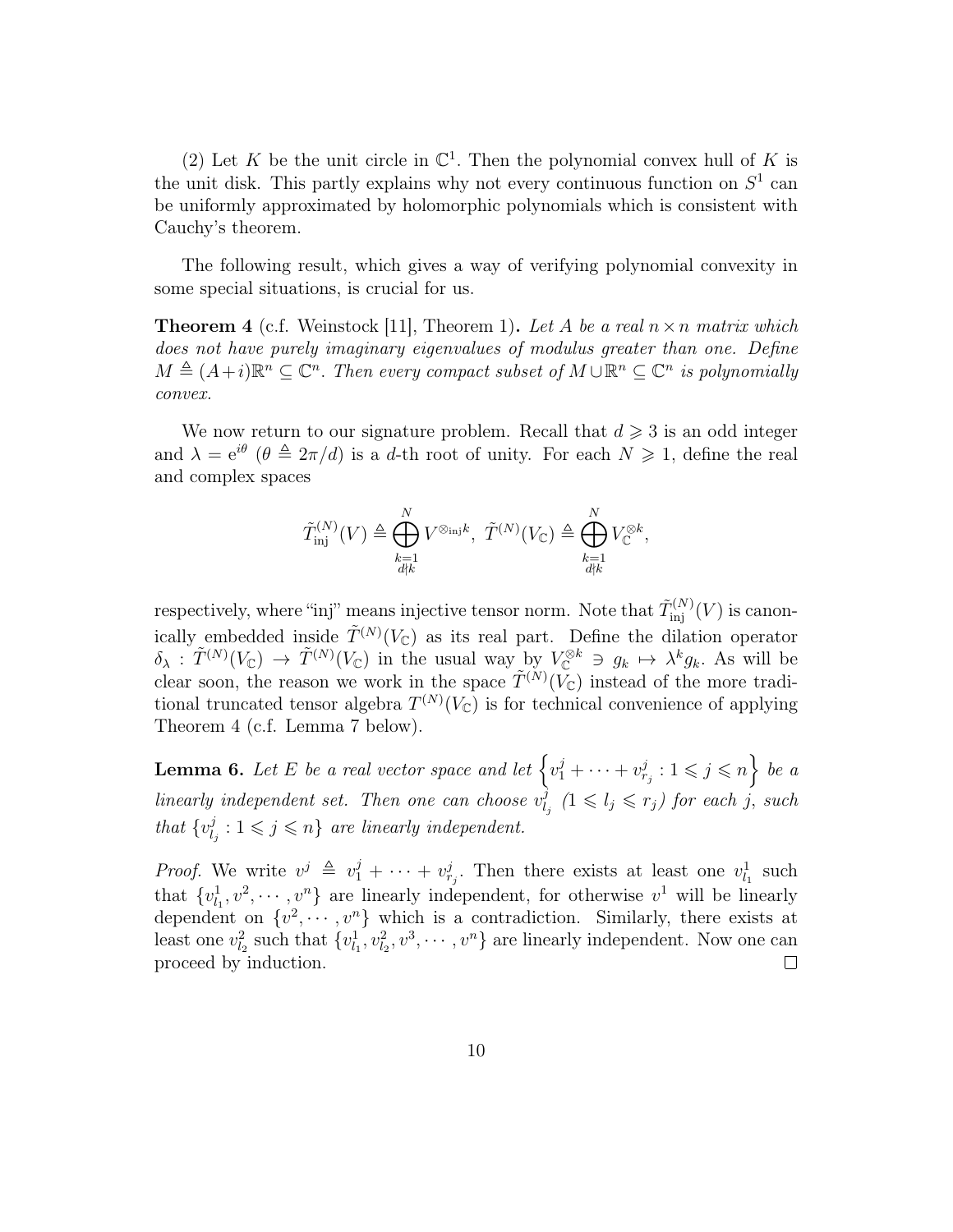(2) Let $K$ be the unit circle in $\mathbb{C}^1$. Then the polynomial convex hull of $K$ is the unit disk. This partly explains why not every continuous function on $S^1$ can be uniformly approximated by holomorphic polynomials which is consistent with Cauchy's theorem.

The following result, which gives a way of verifying polynomial convexity in some special situations, is crucial for us.

**Theorem 4** (c.f. Weinstock [11], Theorem 1)**.** *Let $A$ be a real $n \times n$ matrix which does not have purely imaginary eigenvalues of modulus greater than one. Define $M \triangleq (A+i)\mathbb{R}^n \subseteq \mathbb{C}^n$. Then every compact subset of $M \cup \mathbb{R}^n \subseteq \mathbb{C}^n$ is polynomially convex.*

We now return to our signature problem. Recall that $d \geqslant 3$ is an odd integer and $\lambda = e^{i\theta}$ ($\theta \triangleq 2\pi/d$) is a $d$-th root of unity. For each $N \geqslant 1$, define the real and complex spaces

$$\tilde{T}^{(N)}_{\mathrm{inj}}(V) \triangleq \bigoplus_{\substack{k=1 \\ d \nmid k}}^{N} V^{\otimes_{\mathrm{inj}} k}, \ \tilde{T}^{(N)}(V_{\mathbb{C}}) \triangleq \bigoplus_{\substack{k=1 \\ d \nmid k}}^{N} V_{\mathbb{C}}^{\otimes k},$$

respectively, where "inj" means injective tensor norm. Note that $\tilde{T}^{(N)}_{\mathrm{inj}}(V)$ is canonically embedded inside $\tilde{T}^{(N)}(V_{\mathbb{C}})$ as its real part. Define the dilation operator $\delta_\lambda : \tilde{T}^{(N)}(V_{\mathbb{C}}) \to \tilde{T}^{(N)}(V_{\mathbb{C}})$ in the usual way by $V_{\mathbb{C}}^{\otimes k} \ni g_k \mapsto \lambda^k g_k$. As will be clear soon, the reason we work in the space $\tilde{T}^{(N)}(V_{\mathbb{C}})$ instead of the more traditional truncated tensor algebra $T^{(N)}(V_{\mathbb{C}})$ is for technical convenience of applying Theorem 4 (c.f. Lemma 7 below).

**Lemma 6.** *Let $E$ be a real vector space and let $\left\{ v_1^j + \cdots + v_{r_j}^j : 1 \leqslant j \leqslant n \right\}$ be a linearly independent set. Then one can choose $v_{l_j}^j$ ($1 \leqslant l_j \leqslant r_j$) for each $j$, such that $\{v_{l_j}^j : 1 \leqslant j \leqslant n\}$ are linearly independent.*

*Proof.* We write $v^j \triangleq v_1^j + \cdots + v_{r_j}^j$. Then there exists at least one $v_{l_1}^1$ such that $\{v_{l_1}^1, v^2, \cdots, v^n\}$ are linearly independent, for otherwise $v^1$ will be linearly dependent on $\{v^2, \cdots, v^n\}$ which is a contradiction. Similarly, there exists at least one $v_{l_2}^2$ such that $\{v_{l_1}^1, v_{l_2}^2, v^3, \cdots, v^n\}$ are linearly independent. Now one can proceed by induction. □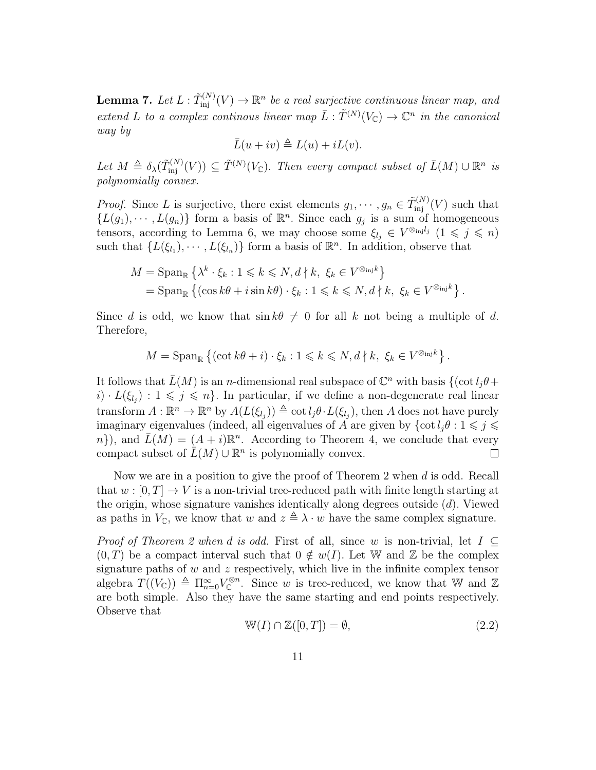**Lemma 7.** *Let $L : \tilde{T}^{(N)}_{\text{inj}}(V) \to \mathbb{R}^n$ be a real surjective continuous linear map, and extend $L$ to a complex continous linear map $\bar{L} : \tilde{T}^{(N)}(V_{\mathbb{C}}) \to \mathbb{C}^n$ in the canonical way by*

$$\bar{L}(u + iv) \triangleq L(u) + iL(v).$$

*Let $M \triangleq \delta_\lambda(\tilde{T}^{(N)}_{\text{inj}}(V)) \subseteq \tilde{T}^{(N)}(V_{\mathbb{C}})$. Then every compact subset of $\bar{L}(M) \cup \mathbb{R}^n$ is polynomially convex.*

*Proof.* Since $L$ is surjective, there exist elements $g_1, \cdots, g_n \in \tilde{T}^{(N)}_{\text{inj}}(V)$ such that $\{L(g_1), \cdots, L(g_n)\}$ form a basis of $\mathbb{R}^n$. Since each $g_j$ is a sum of homogeneous tensors, according to Lemma 6, we may choose some $\xi_{l_j} \in V^{\otimes_{\text{inj}} l_j}$ $(1 \leqslant j \leqslant n)$ such that $\{L(\xi_{l_1}), \cdots, L(\xi_{l_n})\}$ form a basis of $\mathbb{R}^n$. In addition, observe that

$$\begin{aligned}
M &= \text{Span}_{\mathbb{R}} \left\{ \lambda^k \cdot \xi_k : 1 \leqslant k \leqslant N, d \nmid k, \ \xi_k \in V^{\otimes_{\text{inj}} k} \right\} \\
&= \text{Span}_{\mathbb{R}} \left\{ (\cos k\theta + i \sin k\theta) \cdot \xi_k : 1 \leqslant k \leqslant N, d \nmid k, \ \xi_k \in V^{\otimes_{\text{inj}} k} \right\}.
\end{aligned}$$

Since $d$ is odd, we know that $\sin k\theta \neq 0$ for all $k$ not being a multiple of $d$. Therefore,

$$M = \text{Span}_{\mathbb{R}} \left\{ (\cot k\theta + i) \cdot \xi_k : 1 \leqslant k \leqslant N, d \nmid k, \ \xi_k \in V^{\otimes_{\text{inj}} k} \right\}.$$

It follows that $\bar{L}(M)$ is an $n$-dimensional real subspace of $\mathbb{C}^n$ with basis $\{(\cot l_j\theta + i) \cdot L(\xi_{l_j}) : 1 \leqslant j \leqslant n\}$. In particular, if we define a non-degenerate real linear transform $A : \mathbb{R}^n \to \mathbb{R}^n$ by $A(L(\xi_{l_j})) \triangleq \cot l_j\theta \cdot L(\xi_{l_j})$, then $A$ does not have purely imaginary eigenvalues (indeed, all eigenvalues of $A$ are given by $\{\cot l_j\theta : 1 \leqslant j \leqslant n\}$), and $\bar{L}(M) = (A + i)\mathbb{R}^n$. According to Theorem 4, we conclude that every compact subset of $\bar{L}(M) \cup \mathbb{R}^n$ is polynomially convex. $\square$

Now we are in a position to give the proof of Theorem 2 when $d$ is odd. Recall that $w : [0, T] \to V$ is a non-trivial tree-reduced path with finite length starting at the origin, whose signature vanishes identically along degrees outside $(d)$. Viewed as paths in $V_{\mathbb{C}}$, we know that $w$ and $z \triangleq \lambda \cdot w$ have the same complex signature.

*Proof of Theorem 2 when $d$ is odd.* First of all, since $w$ is non-trivial, let $I \subseteq (0, T)$ be a compact interval such that $0 \notin w(I)$. Let $\mathbb{W}$ and $\mathbb{Z}$ be the complex signature paths of $w$ and $z$ respectively, which live in the infinite complex tensor algebra $T((V_{\mathbb{C}})) \triangleq \Pi_{n=0}^{\infty} V_{\mathbb{C}}^{\otimes n}$. Since $w$ is tree-reduced, we know that $\mathbb{W}$ and $\mathbb{Z}$ are both simple. Also they have the same starting and end points respectively. Observe that

$$\mathbb{W}(I) \cap \mathbb{Z}([0, T]) = \emptyset, \tag{2.2}$$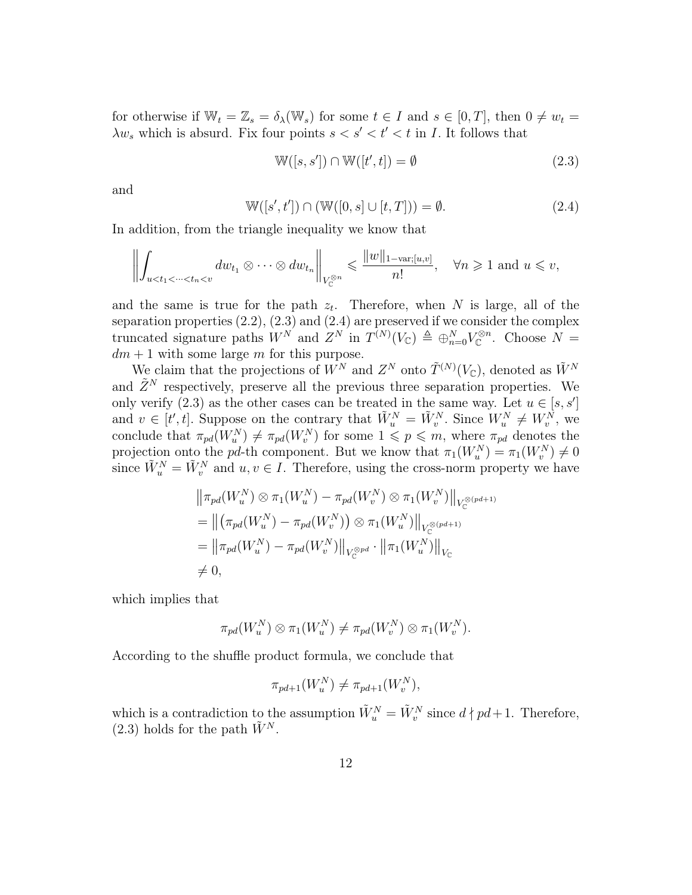for otherwise if $\mathbb{W}_t = \mathbb{Z}_s = \delta_\lambda(\mathbb{W}_s)$ for some $t \in I$ and $s \in [0,T]$, then $0 \neq w_t = \lambda w_s$ which is absurd. Fix four points $s < s' < t' < t$ in $I$. It follows that

$$\mathbb{W}([s,s']) \cap \mathbb{W}([t',t]) = \emptyset \tag{2.3}$$

and

$$\mathbb{W}([s',t']) \cap (\mathbb{W}([0,s] \cup [t,T])) = \emptyset. \tag{2.4}$$

In addition, from the triangle inequality we know that

$$\left\| \int_{u<t_1<\cdots<t_n<v} dw_{t_1} \otimes \cdots \otimes dw_{t_n} \right\|_{V_{\mathbb{C}}^{\otimes n}} \leqslant \frac{\|w\|_{1-\mathrm{var};[u,v]}}{n!}, \quad \forall n \geqslant 1 \text{ and } u \leqslant v,$$

and the same is true for the path $z_t$. Therefore, when $N$ is large, all of the separation properties (2.2), (2.3) and (2.4) are preserved if we consider the complex truncated signature paths $W^N$ and $Z^N$ in $T^{(N)}(V_{\mathbb{C}}) \triangleq \oplus_{n=0}^N V_{\mathbb{C}}^{\otimes n}$. Choose $N = dm+1$ with some large $m$ for this purpose.

We claim that the projections of $W^N$ and $Z^N$ onto $\tilde{T}^{(N)}(V_{\mathbb{C}})$, denoted as $\tilde{W}^N$ and $\tilde{Z}^N$ respectively, preserve all the previous three separation properties. We only verify (2.3) as the other cases can be treated in the same way. Let $u \in [s,s']$ and $v \in [t',t]$. Suppose on the contrary that $\tilde{W}_u^N = \tilde{W}_v^N$. Since $W_u^N \neq W_v^N$, we conclude that $\pi_{pd}(W_u^N) \neq \pi_{pd}(W_v^N)$ for some $1 \leqslant p \leqslant m$, where $\pi_{pd}$ denotes the projection onto the $pd$-th component. But we know that $\pi_1(W_u^N) = \pi_1(W_v^N) \neq 0$ since $\tilde{W}_u^N = \tilde{W}_v^N$ and $u, v \in I$. Therefore, using the cross-norm property we have

$$\begin{aligned}
&\left\| \pi_{pd}(W_u^N) \otimes \pi_1(W_u^N) - \pi_{pd}(W_v^N) \otimes \pi_1(W_v^N) \right\|_{V_{\mathbb{C}}^{\otimes(pd+1)}} \\
&= \left\| \left(\pi_{pd}(W_u^N) - \pi_{pd}(W_v^N)\right) \otimes \pi_1(W_u^N) \right\|_{V_{\mathbb{C}}^{\otimes(pd+1)}} \\
&= \left\| \pi_{pd}(W_u^N) - \pi_{pd}(W_v^N) \right\|_{V_{\mathbb{C}}^{\otimes pd}} \cdot \left\| \pi_1(W_u^N) \right\|_{V_{\mathbb{C}}} \\
&\neq 0,
\end{aligned}$$

which implies that

$$\pi_{pd}(W_u^N) \otimes \pi_1(W_u^N) \neq \pi_{pd}(W_v^N) \otimes \pi_1(W_v^N).$$

According to the shuffle product formula, we conclude that

$$\pi_{pd+1}(W_u^N) \neq \pi_{pd+1}(W_v^N),$$

which is a contradiction to the assumption $\tilde{W}_u^N = \tilde{W}_v^N$ since $d \nmid pd+1$. Therefore, (2.3) holds for the path $\tilde{W}^N$.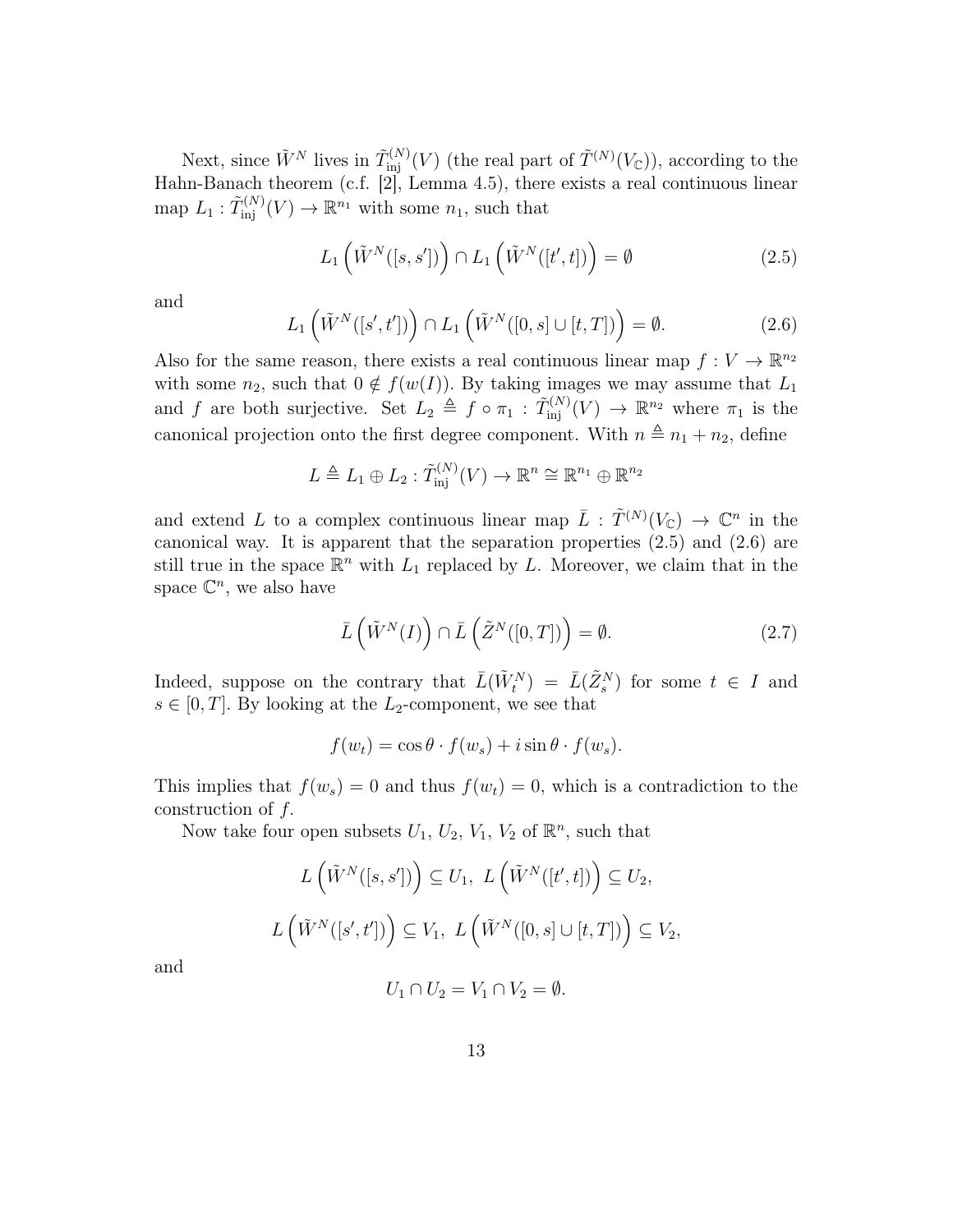Next, since $\tilde{W}^N$ lives in $\tilde{T}^{(N)}_{\mathrm{inj}}(V)$ (the real part of $\tilde{T}^{(N)}(V_{\mathbb{C}})$), according to the Hahn-Banach theorem (c.f. [2], Lemma 4.5), there exists a real continuous linear map $L_1 : \tilde{T}^{(N)}_{\mathrm{inj}}(V) \to \mathbb{R}^{n_1}$ with some $n_1$, such that

$$L_1\left(\tilde{W}^N([s,s'])\right) \cap L_1\left(\tilde{W}^N([t',t])\right) = \emptyset \tag{2.5}$$

and

$$L_1\left(\tilde{W}^N([s',t'])\right) \cap L_1\left(\tilde{W}^N([0,s]\cup[t,T])\right) = \emptyset. \tag{2.6}$$

Also for the same reason, there exists a real continuous linear map $f : V \to \mathbb{R}^{n_2}$ with some $n_2$, such that $0 \notin f(w(I))$. By taking images we may assume that $L_1$ and $f$ are both surjective. Set $L_2 \triangleq f \circ \pi_1 : \tilde{T}^{(N)}_{\mathrm{inj}}(V) \to \mathbb{R}^{n_2}$ where $\pi_1$ is the canonical projection onto the first degree component. With $n \triangleq n_1 + n_2$, define

$$L \triangleq L_1 \oplus L_2 : \tilde{T}^{(N)}_{\mathrm{inj}}(V) \to \mathbb{R}^n \cong \mathbb{R}^{n_1} \oplus \mathbb{R}^{n_2}$$

and extend $L$ to a complex continuous linear map $\bar{L} : \tilde{T}^{(N)}(V_{\mathbb{C}}) \to \mathbb{C}^n$ in the canonical way. It is apparent that the separation properties (2.5) and (2.6) are still true in the space $\mathbb{R}^n$ with $L_1$ replaced by $L$. Moreover, we claim that in the space $\mathbb{C}^n$, we also have

$$\bar{L}\left(\tilde{W}^N(I)\right) \cap \bar{L}\left(\tilde{Z}^N([0,T])\right) = \emptyset. \tag{2.7}$$

Indeed, suppose on the contrary that $\bar{L}(\tilde{W}^N_t) = \bar{L}(\tilde{Z}^N_s)$ for some $t \in I$ and $s \in [0,T]$. By looking at the $L_2$-component, we see that

$$f(w_t) = \cos\theta \cdot f(w_s) + i\sin\theta \cdot f(w_s).$$

This implies that $f(w_s) = 0$ and thus $f(w_t) = 0$, which is a contradiction to the construction of $f$.

Now take four open subsets $U_1$, $U_2$, $V_1$, $V_2$ of $\mathbb{R}^n$, such that

$$L\left(\tilde{W}^N([s,s'])\right) \subseteq U_1,\ L\left(\tilde{W}^N([t',t])\right) \subseteq U_2,$$

$$L\left(\tilde{W}^N([s',t'])\right) \subseteq V_1,\ L\left(\tilde{W}^N([0,s]\cup[t,T])\right) \subseteq V_2,$$

and

$$U_1 \cap U_2 = V_1 \cap V_2 = \emptyset.$$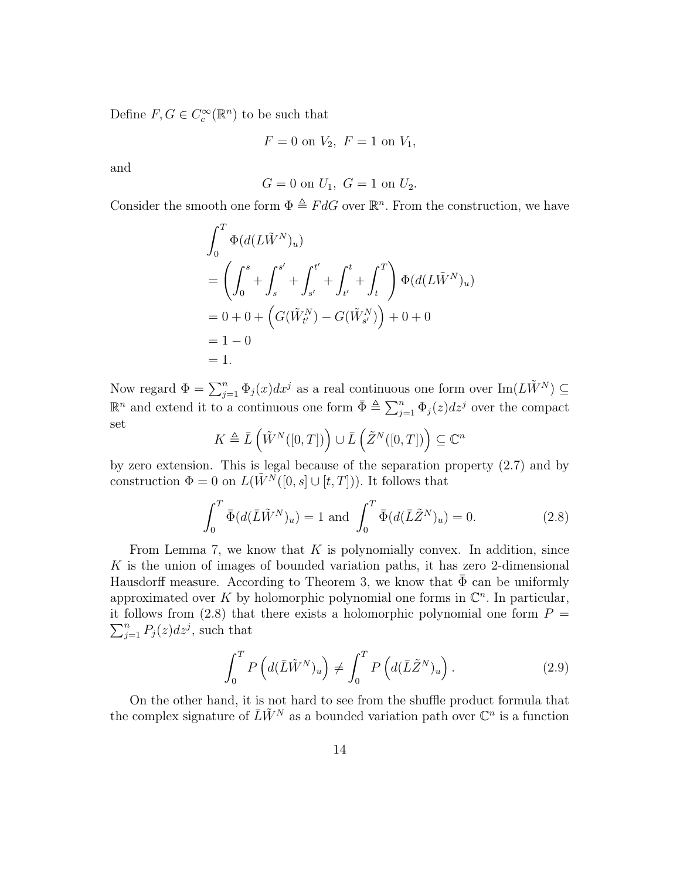Define $F, G \in C_c^\infty(\mathbb{R}^n)$ to be such that

$$F = 0 \text{ on } V_2,\ F = 1 \text{ on } V_1,$$

and

$$G = 0 \text{ on } U_1,\ G = 1 \text{ on } U_2.$$

Consider the smooth one form $\Phi \triangleq FdG$ over $\mathbb{R}^n$. From the construction, we have

$$\begin{aligned}
&\int_0^T \Phi(d(L\tilde{W}^N)_u) \\
&= \left(\int_0^s + \int_s^{s'} + \int_{s'}^{t'} + \int_{t'}^{t} + \int_t^T\right) \Phi(d(L\tilde{W}^N)_u) \\
&= 0 + 0 + \left(G(\tilde{W}_{t'}^N) - G(\tilde{W}_{s'}^N)\right) + 0 + 0 \\
&= 1 - 0 \\
&= 1.
\end{aligned}$$

Now regard $\Phi = \sum_{j=1}^n \Phi_j(x)dx^j$ as a real continuous one form over $\mathrm{Im}(L\tilde{W}^N) \subseteq \mathbb{R}^n$ and extend it to a continuous one form $\bar{\Phi} \triangleq \sum_{j=1}^n \Phi_j(z)dz^j$ over the compact set

$$K \triangleq \bar{L}\left(\tilde{W}^N([0,T])\right) \cup \bar{L}\left(\tilde{Z}^N([0,T])\right) \subseteq \mathbb{C}^n$$

by zero extension. This is legal because of the separation property (2.7) and by construction $\Phi = 0$ on $L(\tilde{W}^N([0,s] \cup [t,T]))$. It follows that

$$\int_0^T \bar{\Phi}(d(\bar{L}\tilde{W}^N)_u) = 1 \text{ and } \int_0^T \bar{\Phi}(d(\bar{L}\tilde{Z}^N)_u) = 0. \tag{2.8}$$

From Lemma 7, we know that $K$ is polynomially convex. In addition, since $K$ is the union of images of bounded variation paths, it has zero 2-dimensional Hausdorff measure. According to Theorem 3, we know that $\bar{\Phi}$ can be uniformly approximated over $K$ by holomorphic polynomial one forms in $\mathbb{C}^n$. In particular, it follows from (2.8) that there exists a holomorphic polynomial one form $P = \sum_{j=1}^n P_j(z)dz^j$, such that

$$\int_0^T P\left(d(\bar{L}\tilde{W}^N)_u\right) \neq \int_0^T P\left(d(\bar{L}\tilde{Z}^N)_u\right). \tag{2.9}$$

On the other hand, it is not hard to see from the shuffle product formula that the complex signature of $\bar{L}\tilde{W}^N$ as a bounded variation path over $\mathbb{C}^n$ is a function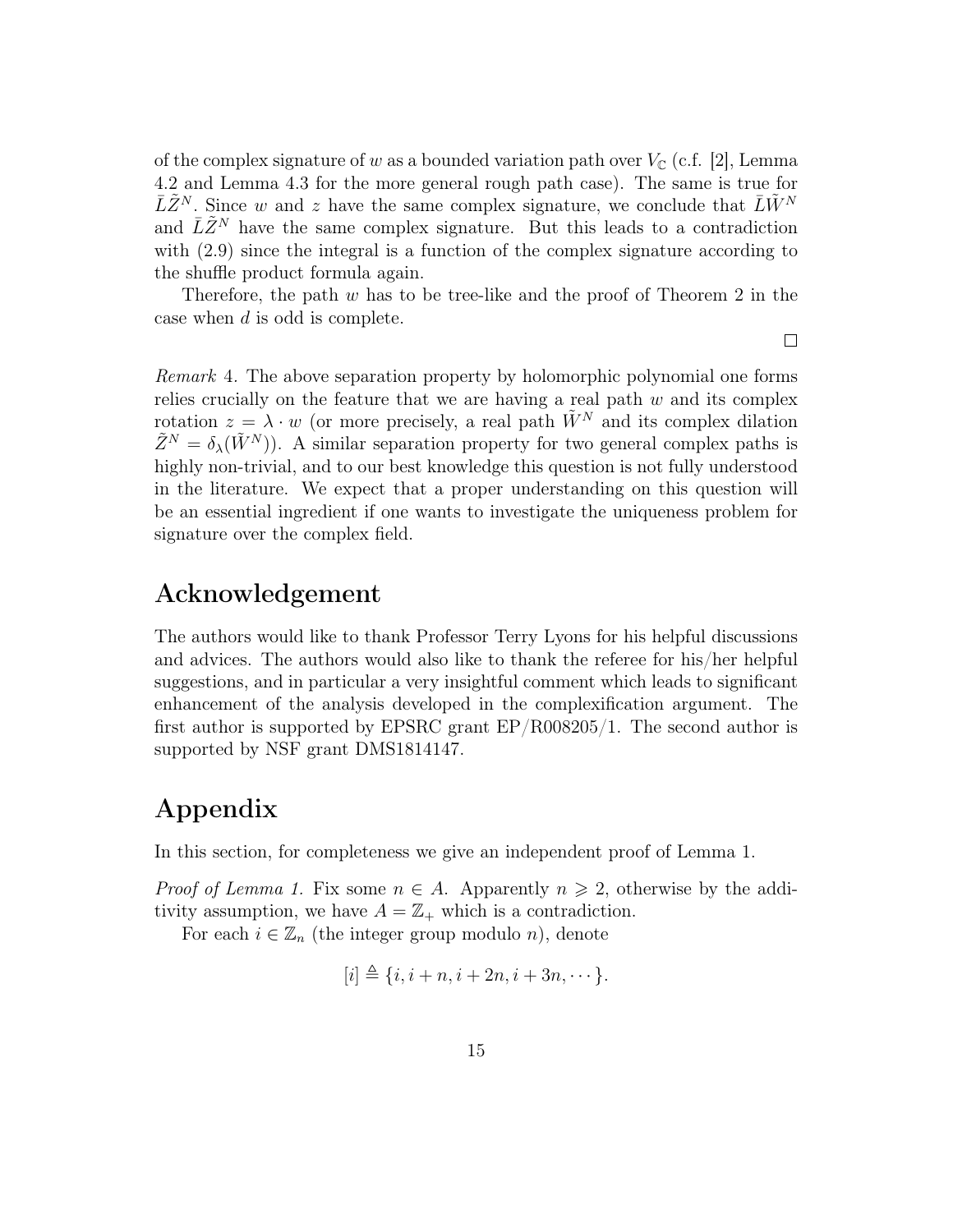of the complex signature of $w$ as a bounded variation path over $V_{\mathbb{C}}$ (c.f. [2], Lemma 4.2 and Lemma 4.3 for the more general rough path case). The same is true for $\bar{L}\tilde{Z}^N$. Since $w$ and $z$ have the same complex signature, we conclude that $\bar{L}\tilde{W}^N$ and $\bar{L}\tilde{Z}^N$ have the same complex signature. But this leads to a contradiction with (2.9) since the integral is a function of the complex signature according to the shuffle product formula again.

Therefore, the path $w$ has to be tree-like and the proof of Theorem 2 in the case when $d$ is odd is complete.

□

*Remark* 4. The above separation property by holomorphic polynomial one forms relies crucially on the feature that we are having a real path $w$ and its complex rotation $z = \lambda \cdot w$ (or more precisely, a real path $\tilde{W}^N$ and its complex dilation $\tilde{Z}^N = \delta_\lambda(\tilde{W}^N)$). A similar separation property for two general complex paths is highly non-trivial, and to our best knowledge this question is not fully understood in the literature. We expect that a proper understanding on this question will be an essential ingredient if one wants to investigate the uniqueness problem for signature over the complex field.

# Acknowledgement

The authors would like to thank Professor Terry Lyons for his helpful discussions and advices. The authors would also like to thank the referee for his/her helpful suggestions, and in particular a very insightful comment which leads to significant enhancement of the analysis developed in the complexification argument. The first author is supported by EPSRC grant EP/R008205/1. The second author is supported by NSF grant DMS1814147.

# Appendix

In this section, for completeness we give an independent proof of Lemma 1.

*Proof of Lemma 1.* Fix some $n \in A$. Apparently $n \geqslant 2$, otherwise by the additivity assumption, we have $A = \mathbb{Z}_+$ which is a contradiction.

For each $i \in \mathbb{Z}_n$ (the integer group modulo $n$), denote

$$[i] \triangleq \{i, i+n, i+2n, i+3n, \cdots\}.$$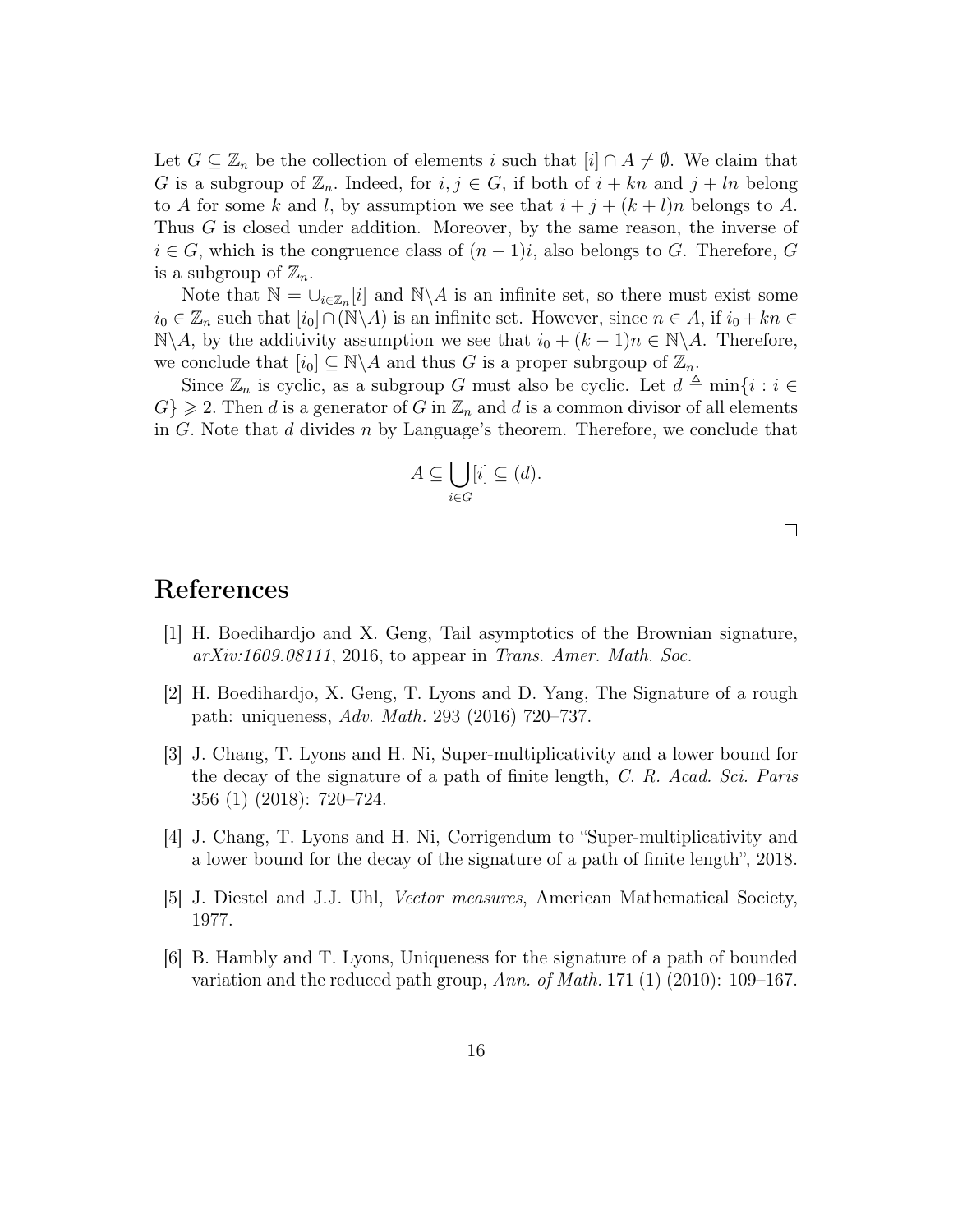Let $G \subseteq \mathbb{Z}_n$ be the collection of elements $i$ such that $[i] \cap A \neq \emptyset$. We claim that $G$ is a subgroup of $\mathbb{Z}_n$. Indeed, for $i, j \in G$, if both of $i + kn$ and $j + ln$ belong to $A$ for some $k$ and $l$, by assumption we see that $i + j + (k + l)n$ belongs to $A$. Thus $G$ is closed under addition. Moreover, by the same reason, the inverse of $i \in G$, which is the congruence class of $(n-1)i$, also belongs to $G$. Therefore, $G$ is a subgroup of $\mathbb{Z}_n$.

Note that $\mathbb{N} = \cup_{i \in \mathbb{Z}_n}[i]$ and $\mathbb{N} \backslash A$ is an infinite set, so there must exist some $i_0 \in \mathbb{Z}_n$ such that $[i_0] \cap (\mathbb{N} \backslash A)$ is an infinite set. However, since $n \in A$, if $i_0 + kn \in \mathbb{N} \backslash A$, by the additivity assumption we see that $i_0 + (k-1)n \in \mathbb{N} \backslash A$. Therefore, we conclude that $[i_0] \subseteq \mathbb{N} \backslash A$ and thus $G$ is a proper subrgoup of $\mathbb{Z}_n$.

Since $\mathbb{Z}_n$ is cyclic, as a subgroup $G$ must also be cyclic. Let $d \triangleq \min\{i : i \in G\} \geqslant 2$. Then $d$ is a generator of $G$ in $\mathbb{Z}_n$ and $d$ is a common divisor of all elements in $G$. Note that $d$ divides $n$ by Language's theorem. Therefore, we conclude that

$$A \subseteq \bigcup_{i \in G} [i] \subseteq (d).$$

□

# References

[1] H. Boedihardjo and X. Geng, Tail asymptotics of the Brownian signature, *arXiv:1609.08111*, 2016, to appear in *Trans. Amer. Math. Soc.*

[2] H. Boedihardjo, X. Geng, T. Lyons and D. Yang, The Signature of a rough path: uniqueness, *Adv. Math.* 293 (2016) 720–737.

[3] J. Chang, T. Lyons and H. Ni, Super-multiplicativity and a lower bound for the decay of the signature of a path of finite length, *C. R. Acad. Sci. Paris* 356 (1) (2018): 720–724.

[4] J. Chang, T. Lyons and H. Ni, Corrigendum to "Super-multiplicativity and a lower bound for the decay of the signature of a path of finite length", 2018.

[5] J. Diestel and J.J. Uhl, *Vector measures*, American Mathematical Society, 1977.

[6] B. Hambly and T. Lyons, Uniqueness for the signature of a path of bounded variation and the reduced path group, *Ann. of Math.* 171 (1) (2010): 109–167.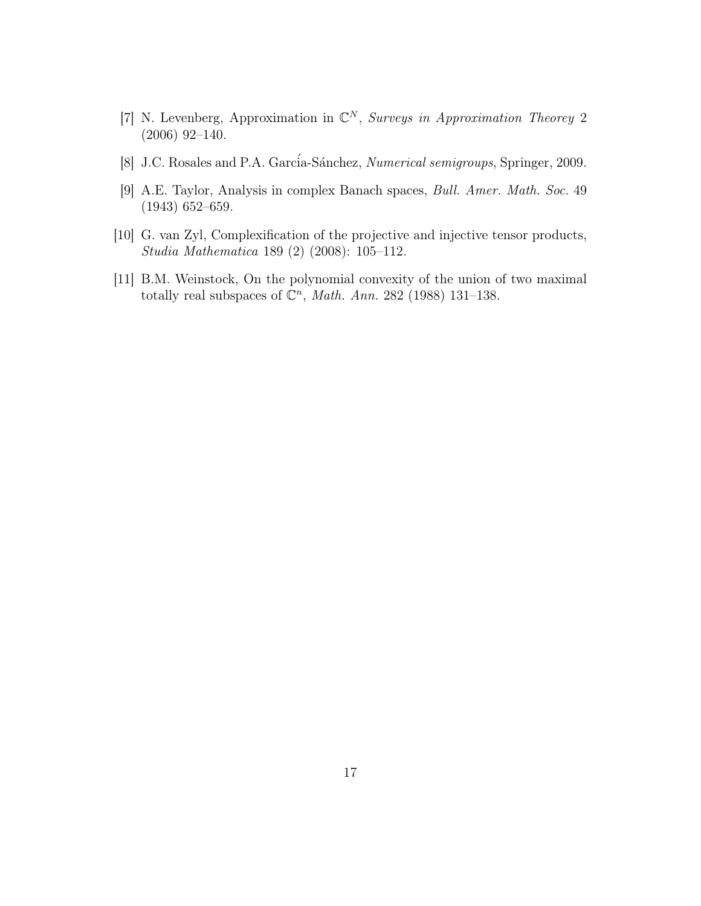[7] N. Levenberg, Approximation in $\mathbb{C}^N$, *Surveys in Approximation Theorey* 2 (2006) 92–140.

[8] J.C. Rosales and P.A. García-Sánchez, *Numerical semigroups*, Springer, 2009.

[9] A.E. Taylor, Analysis in complex Banach spaces, *Bull. Amer. Math. Soc.* 49 (1943) 652–659.

[10] G. van Zyl, Complexification of the projective and injective tensor products, *Studia Mathematica* 189 (2) (2008): 105–112.

[11] B.M. Weinstock, On the polynomial convexity of the union of two maximal totally real subspaces of $\mathbb{C}^n$, *Math. Ann.* 282 (1988) 131–138.